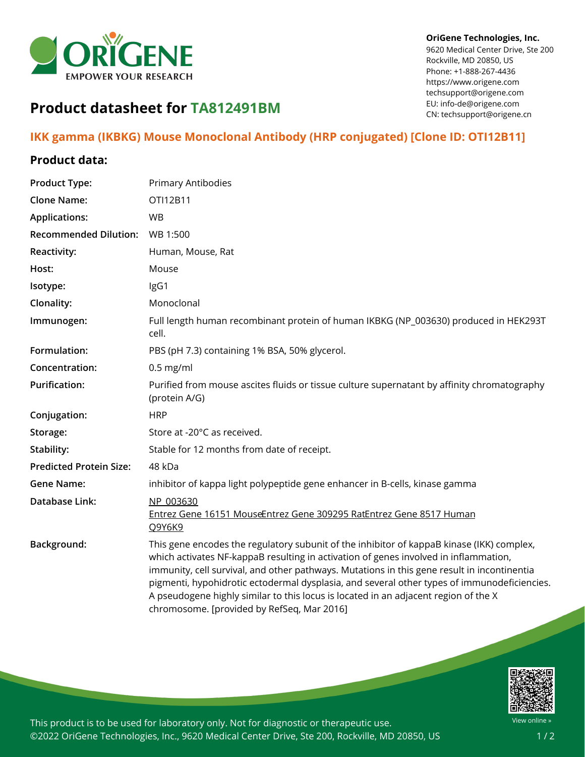**OriGene Technologies, Inc.**
9620 Medical Center Drive, Ste 200
Rockville, MD 20850, US
Phone: +1-888-267-4436
https://www.origene.com
techsupport@origene.com
EU: info-de@origene.com
CN: techsupport@origene.cn

# Product datasheet for TA812491BM

## IKK gamma (IKBKG) Mouse Monoclonal Antibody (HRP conjugated) [Clone ID: OTI12B11]

### Product data:

| | |
|---|---|
| **Product Type:** | Primary Antibodies |
| **Clone Name:** | OTI12B11 |
| **Applications:** | WB |
| **Recommended Dilution:** | WB 1:500 |
| **Reactivity:** | Human, Mouse, Rat |
| **Host:** | Mouse |
| **Isotype:** | IgG1 |
| **Clonality:** | Monoclonal |
| **Immunogen:** | Full length human recombinant protein of human IKBKG (NP_003630) produced in HEK293T cell. |
| **Formulation:** | PBS (pH 7.3) containing 1% BSA, 50% glycerol. |
| **Concentration:** | 0.5 mg/ml |
| **Purification:** | Purified from mouse ascites fluids or tissue culture supernatant by affinity chromatography (protein A/G) |
| **Conjugation:** | HRP |
| **Storage:** | Store at -20°C as received. |
| **Stability:** | Stable for 12 months from date of receipt. |
| **Predicted Protein Size:** | 48 kDa |
| **Gene Name:** | inhibitor of kappa light polypeptide gene enhancer in B-cells, kinase gamma |
| **Database Link:** | NP_003630<br>Entrez Gene 16151 MouseEntrez Gene 309295 RatEntrez Gene 8517 Human<br>Q9Y6K9 |
| **Background:** | This gene encodes the regulatory subunit of the inhibitor of kappaB kinase (IKK) complex, which activates NF-kappaB resulting in activation of genes involved in inflammation, immunity, cell survival, and other pathways. Mutations in this gene result in incontinentia pigmenti, hypohidrotic ectodermal dysplasia, and several other types of immunodeficiencies. A pseudogene highly similar to this locus is located in an adjacent region of the X chromosome. [provided by RefSeq, Mar 2016] |

This product is to be used for laboratory only. Not for diagnostic or therapeutic use.
©2022 OriGene Technologies, Inc., 9620 Medical Center Drive, Ste 200, Rockville, MD 20850, US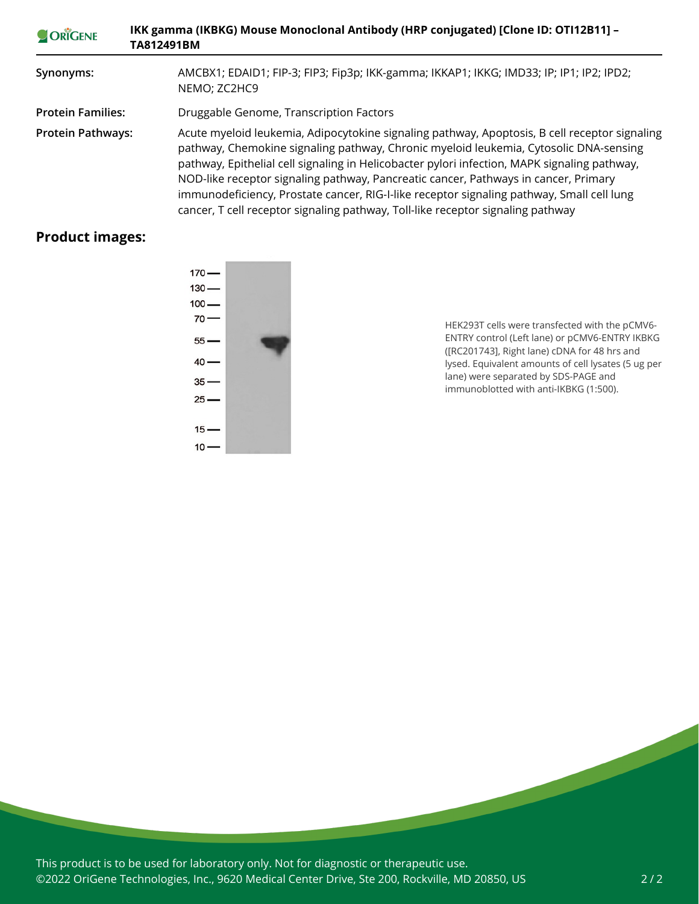| | |
|---|---|
| **Synonyms:** | AMCBX1; EDAID1; FIP-3; FIP3; Fip3p; IKK-gamma; IKKAP1; IKKG; IMD33; IP; IP1; IP2; IPD2; NEMO; ZC2HC9 |
| **Protein Families:** | Druggable Genome, Transcription Factors |
| **Protein Pathways:** | Acute myeloid leukemia, Adipocytokine signaling pathway, Apoptosis, B cell receptor signaling pathway, Chemokine signaling pathway, Chronic myeloid leukemia, Cytosolic DNA-sensing pathway, Epithelial cell signaling in Helicobacter pylori infection, MAPK signaling pathway, NOD-like receptor signaling pathway, Pancreatic cancer, Pathways in cancer, Primary immunodeficiency, Prostate cancer, RIG-I-like receptor signaling pathway, Small cell lung cancer, T cell receptor signaling pathway, Toll-like receptor signaling pathway |

## Product images:

170
130
100
70
55
40
35
25
15
10

HEK293T cells were transfected with the pCMV6-ENTRY control (Left lane) or pCMV6-ENTRY IKBKG ([RC201743], Right lane) cDNA for 48 hrs and lysed. Equivalent amounts of cell lysates (5 ug per lane) were separated by SDS-PAGE and immunoblotted with anti-IKBKG (1:500).

This product is to be used for laboratory only. Not for diagnostic or therapeutic use.
©2022 OriGene Technologies, Inc., 9620 Medical Center Drive, Ste 200, Rockville, MD 20850, US